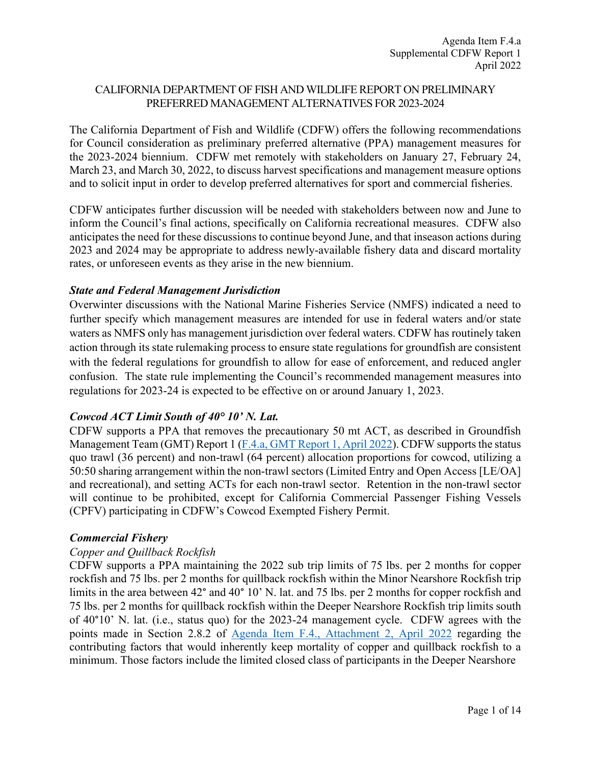Agenda Item F.4.a
Supplemental CDFW Report 1
April 2022

# CALIFORNIA DEPARTMENT OF FISH AND WILDLIFE REPORT ON PRELIMINARY PREFERRED MANAGEMENT ALTERNATIVES FOR 2023-2024

The California Department of Fish and Wildlife (CDFW) offers the following recommendations for Council consideration as preliminary preferred alternative (PPA) management measures for the 2023-2024 biennium. CDFW met remotely with stakeholders on January 27, February 24, March 23, and March 30, 2022, to discuss harvest specifications and management measure options and to solicit input in order to develop preferred alternatives for sport and commercial fisheries.

CDFW anticipates further discussion will be needed with stakeholders between now and June to inform the Council's final actions, specifically on California recreational measures. CDFW also anticipates the need for these discussions to continue beyond June, and that inseason actions during 2023 and 2024 may be appropriate to address newly-available fishery data and discard mortality rates, or unforeseen events as they arise in the new biennium.

### *State and Federal Management Jurisdiction*

Overwinter discussions with the National Marine Fisheries Service (NMFS) indicated a need to further specify which management measures are intended for use in federal waters and/or state waters as NMFS only has management jurisdiction over federal waters. CDFW has routinely taken action through its state rulemaking process to ensure state regulations for groundfish are consistent with the federal regulations for groundfish to allow for ease of enforcement, and reduced angler confusion. The state rule implementing the Council's recommended management measures into regulations for 2023-24 is expected to be effective on or around January 1, 2023.

### *Cowcod ACT Limit South of 40° 10' N. Lat.*

CDFW supports a PPA that removes the precautionary 50 mt ACT, as described in Groundfish Management Team (GMT) Report 1 (F.4.a, GMT Report 1, April 2022). CDFW supports the status quo trawl (36 percent) and non-trawl (64 percent) allocation proportions for cowcod, utilizing a 50:50 sharing arrangement within the non-trawl sectors (Limited Entry and Open Access [LE/OA] and recreational), and setting ACTs for each non-trawl sector. Retention in the non-trawl sector will continue to be prohibited, except for California Commercial Passenger Fishing Vessels (CPFV) participating in CDFW's Cowcod Exempted Fishery Permit.

### *Commercial Fishery*

*Copper and Quillback Rockfish*

CDFW supports a PPA maintaining the 2022 sub trip limits of 75 lbs. per 2 months for copper rockfish and 75 lbs. per 2 months for quillback rockfish within the Minor Nearshore Rockfish trip limits in the area between 42° and 40° 10' N. lat. and 75 lbs. per 2 months for copper rockfish and 75 lbs. per 2 months for quillback rockfish within the Deeper Nearshore Rockfish trip limits south of 40°10' N. lat. (i.e., status quo) for the 2023-24 management cycle. CDFW agrees with the points made in Section 2.8.2 of Agenda Item F.4., Attachment 2, April 2022 regarding the contributing factors that would inherently keep mortality of copper and quillback rockfish to a minimum. Those factors include the limited closed class of participants in the Deeper Nearshore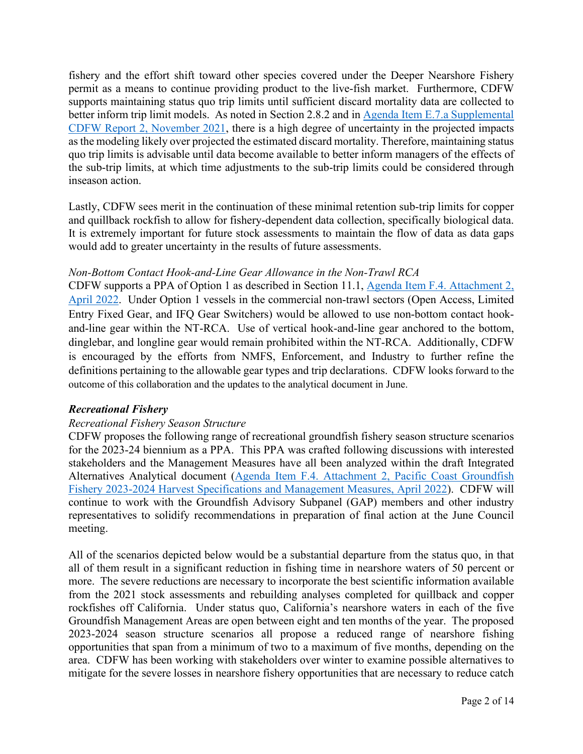fishery and the effort shift toward other species covered under the Deeper Nearshore Fishery permit as a means to continue providing product to the live-fish market. Furthermore, CDFW supports maintaining status quo trip limits until sufficient discard mortality data are collected to better inform trip limit models. As noted in Section 2.8.2 and in [Agenda Item E.7.a Supplemental CDFW Report 2, November 2021](), there is a high degree of uncertainty in the projected impacts as the modeling likely over projected the estimated discard mortality. Therefore, maintaining status quo trip limits is advisable until data become available to better inform managers of the effects of the sub-trip limits, at which time adjustments to the sub-trip limits could be considered through inseason action.

Lastly, CDFW sees merit in the continuation of these minimal retention sub-trip limits for copper and quillback rockfish to allow for fishery-dependent data collection, specifically biological data. It is extremely important for future stock assessments to maintain the flow of data as data gaps would add to greater uncertainty in the results of future assessments.

*Non-Bottom Contact Hook-and-Line Gear Allowance in the Non-Trawl RCA*

CDFW supports a PPA of Option 1 as described in Section 11.1, [Agenda Item F.4. Attachment 2, April 2022](). Under Option 1 vessels in the commercial non-trawl sectors (Open Access, Limited Entry Fixed Gear, and IFQ Gear Switchers) would be allowed to use non-bottom contact hook-and-line gear within the NT-RCA. Use of vertical hook-and-line gear anchored to the bottom, dinglebar, and longline gear would remain prohibited within the NT-RCA. Additionally, CDFW is encouraged by the efforts from NMFS, Enforcement, and Industry to further refine the definitions pertaining to the allowable gear types and trip declarations. CDFW looks forward to the outcome of this collaboration and the updates to the analytical document in June.

### *Recreational Fishery*

*Recreational Fishery Season Structure*

CDFW proposes the following range of recreational groundfish fishery season structure scenarios for the 2023-24 biennium as a PPA. This PPA was crafted following discussions with interested stakeholders and the Management Measures have all been analyzed within the draft Integrated Alternatives Analytical document ([Agenda Item F.4. Attachment 2, Pacific Coast Groundfish Fishery 2023-2024 Harvest Specifications and Management Measures, April 2022]()). CDFW will continue to work with the Groundfish Advisory Subpanel (GAP) members and other industry representatives to solidify recommendations in preparation of final action at the June Council meeting.

All of the scenarios depicted below would be a substantial departure from the status quo, in that all of them result in a significant reduction in fishing time in nearshore waters of 50 percent or more. The severe reductions are necessary to incorporate the best scientific information available from the 2021 stock assessments and rebuilding analyses completed for quillback and copper rockfishes off California. Under status quo, California's nearshore waters in each of the five Groundfish Management Areas are open between eight and ten months of the year. The proposed 2023-2024 season structure scenarios all propose a reduced range of nearshore fishing opportunities that span from a minimum of two to a maximum of five months, depending on the area. CDFW has been working with stakeholders over winter to examine possible alternatives to mitigate for the severe losses in nearshore fishery opportunities that are necessary to reduce catch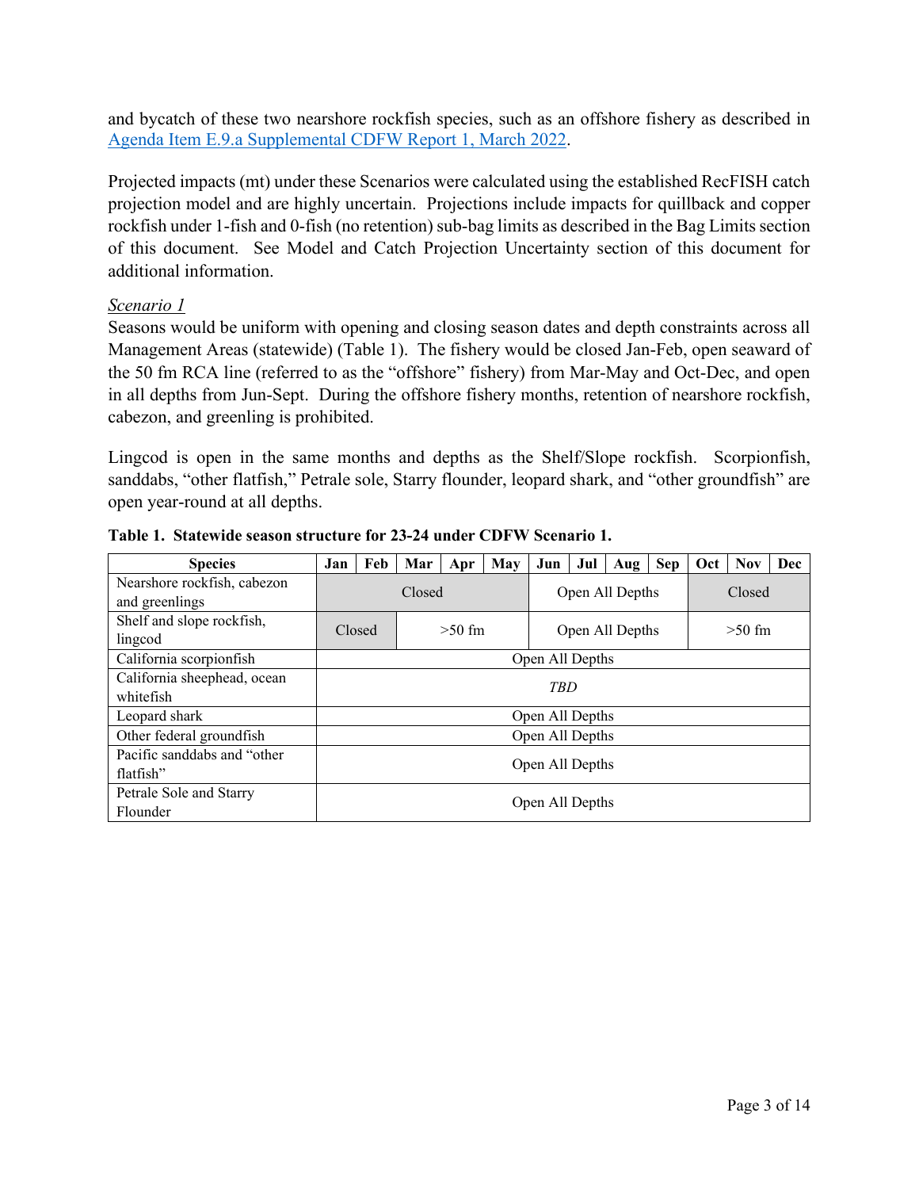and bycatch of these two nearshore rockfish species, such as an offshore fishery as described in [Agenda Item E.9.a Supplemental CDFW Report 1, March 2022](#).

Projected impacts (mt) under these Scenarios were calculated using the established RecFISH catch projection model and are highly uncertain. Projections include impacts for quillback and copper rockfish under 1-fish and 0-fish (no retention) sub-bag limits as described in the Bag Limits section of this document. See Model and Catch Projection Uncertainty section of this document for additional information.

*Scenario 1*

Seasons would be uniform with opening and closing season dates and depth constraints across all Management Areas (statewide) (Table 1). The fishery would be closed Jan-Feb, open seaward of the 50 fm RCA line (referred to as the "offshore" fishery) from Mar-May and Oct-Dec, and open in all depths from Jun-Sept. During the offshore fishery months, retention of nearshore rockfish, cabezon, and greenling is prohibited.

Lingcod is open in the same months and depths as the Shelf/Slope rockfish. Scorpionfish, sanddabs, "other flatfish," Petrale sole, Starry flounder, leopard shark, and "other groundfish" are open year-round at all depths.

**Table 1. Statewide season structure for 23-24 under CDFW Scenario 1.**

| Species | Jan | Feb | Mar | Apr | May | Jun | Jul | Aug | Sep | Oct | Nov | Dec |
|---|---|---|---|---|---|---|---|---|---|---|---|---|
| Nearshore rockfish, cabezon and greenlings | Closed | | | | | Open All Depths | | | | Closed | | |
| Shelf and slope rockfish, lingcod | Closed | | >50 fm | | | Open All Depths | | | | >50 fm | | |
| California scorpionfish | Open All Depths | | | | | | | | | | | |
| California sheephead, ocean whitefish | *TBD* | | | | | | | | | | | |
| Leopard shark | Open All Depths | | | | | | | | | | | |
| Other federal groundfish | Open All Depths | | | | | | | | | | | |
| Pacific sanddabs and "other flatfish" | Open All Depths | | | | | | | | | | | |
| Petrale Sole and Starry Flounder | Open All Depths | | | | | | | | | | | |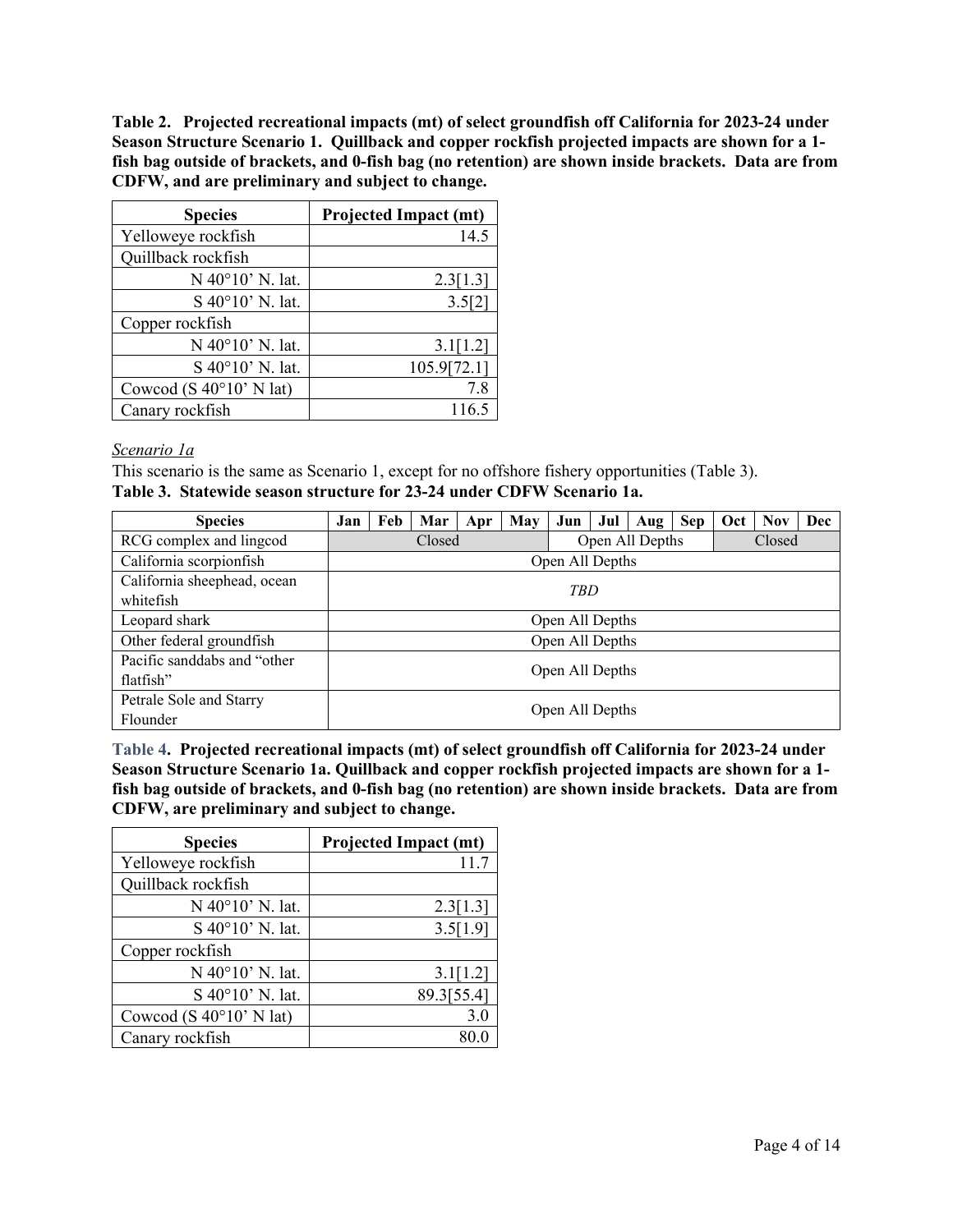**Table 2. Projected recreational impacts (mt) of select groundfish off California for 2023-24 under Season Structure Scenario 1. Quillback and copper rockfish projected impacts are shown for a 1-fish bag outside of brackets, and 0-fish bag (no retention) are shown inside brackets. Data are from CDFW, and are preliminary and subject to change.**

| Species | Projected Impact (mt) |
|---|---|
| Yelloweye rockfish | 14.5 |
| Quillback rockfish | |
| N 40°10' N. lat. | 2.3[1.3] |
| S 40°10' N. lat. | 3.5[2] |
| Copper rockfish | |
| N 40°10' N. lat. | 3.1[1.2] |
| S 40°10' N. lat. | 105.9[72.1] |
| Cowcod (S 40°10' N lat) | 7.8 |
| Canary rockfish | 116.5 |

*Scenario 1a*

This scenario is the same as Scenario 1, except for no offshore fishery opportunities (Table 3).

**Table 3. Statewide season structure for 23-24 under CDFW Scenario 1a.**

| Species | Jan | Feb | Mar | Apr | May | Jun | Jul | Aug | Sep | Oct | Nov | Dec |
|---|---|---|---|---|---|---|---|---|---|---|---|---|
| RCG complex and lingcod | Closed | | | | | Open All Depths | | | | Closed | | |
| California scorpionfish | Open All Depths | | | | | | | | | | | |
| California sheephead, ocean whitefish | *TBD* | | | | | | | | | | | |
| Leopard shark | Open All Depths | | | | | | | | | | | |
| Other federal groundfish | Open All Depths | | | | | | | | | | | |
| Pacific sanddabs and "other flatfish" | Open All Depths | | | | | | | | | | | |
| Petrale Sole and Starry Flounder | Open All Depths | | | | | | | | | | | |

**Table 4. Projected recreational impacts (mt) of select groundfish off California for 2023-24 under Season Structure Scenario 1a. Quillback and copper rockfish projected impacts are shown for a 1-fish bag outside of brackets, and 0-fish bag (no retention) are shown inside brackets. Data are from CDFW, are preliminary and subject to change.**

| Species | Projected Impact (mt) |
|---|---|
| Yelloweye rockfish | 11.7 |
| Quillback rockfish | |
| N 40°10' N. lat. | 2.3[1.3] |
| S 40°10' N. lat. | 3.5[1.9] |
| Copper rockfish | |
| N 40°10' N. lat. | 3.1[1.2] |
| S 40°10' N. lat. | 89.3[55.4] |
| Cowcod (S 40°10' N lat) | 3.0 |
| Canary rockfish | 80.0 |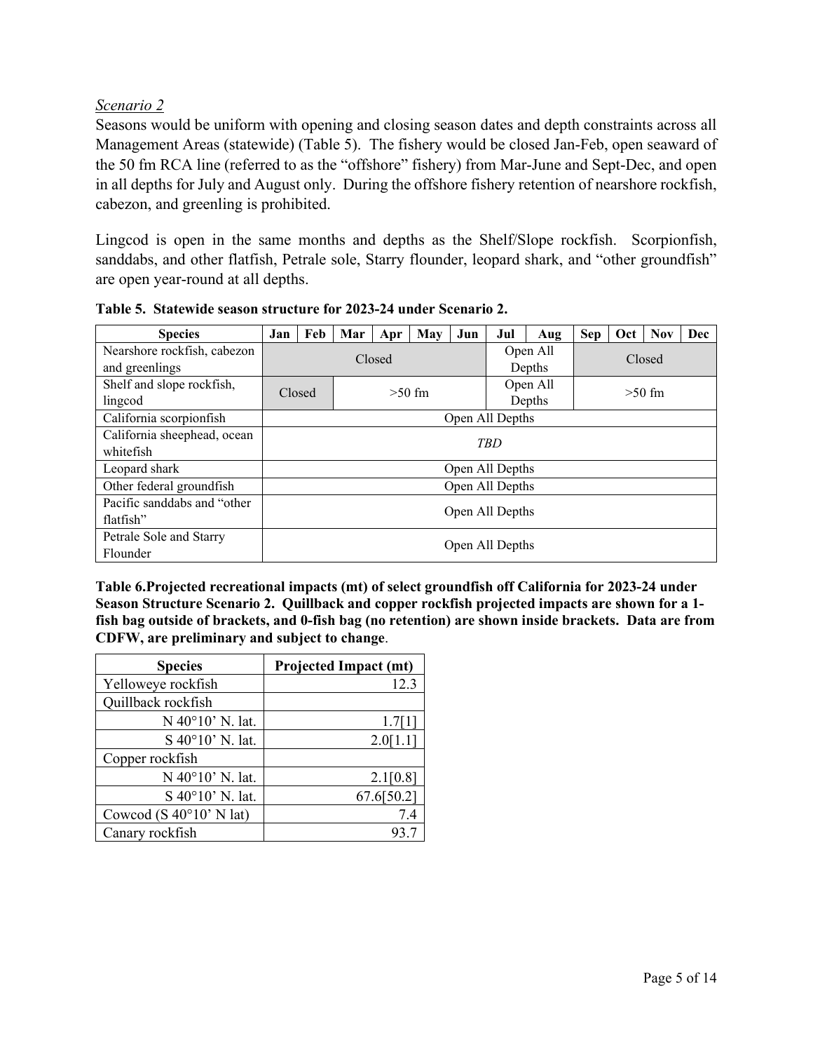*Scenario 2*

Seasons would be uniform with opening and closing season dates and depth constraints across all Management Areas (statewide) (Table 5). The fishery would be closed Jan-Feb, open seaward of the 50 fm RCA line (referred to as the "offshore" fishery) from Mar-June and Sept-Dec, and open in all depths for July and August only. During the offshore fishery retention of nearshore rockfish, cabezon, and greenling is prohibited.

Lingcod is open in the same months and depths as the Shelf/Slope rockfish. Scorpionfish, sanddabs, and other flatfish, Petrale sole, Starry flounder, leopard shark, and "other groundfish" are open year-round at all depths.

**Table 5. Statewide season structure for 2023-24 under Scenario 2.**

| Species | Jan | Feb | Mar | Apr | May | Jun | Jul | Aug | Sep | Oct | Nov | Dec |
|---|---|---|---|---|---|---|---|---|---|---|---|---|
| Nearshore rockfish, cabezon and greenlings | Closed | | | | | | Open All Depths | | Closed | | | |
| Shelf and slope rockfish, lingcod | Closed | | >50 fm | | | | Open All Depths | | >50 fm | | | |
| California scorpionfish | Open All Depths | | | | | | | | | | | |
| California sheephead, ocean whitefish | *TBD* | | | | | | | | | | | |
| Leopard shark | Open All Depths | | | | | | | | | | | |
| Other federal groundfish | Open All Depths | | | | | | | | | | | |
| Pacific sanddabs and "other flatfish" | Open All Depths | | | | | | | | | | | |
| Petrale Sole and Starry Flounder | Open All Depths | | | | | | | | | | | |

**Table 6.Projected recreational impacts (mt) of select groundfish off California for 2023-24 under Season Structure Scenario 2. Quillback and copper rockfish projected impacts are shown for a 1-fish bag outside of brackets, and 0-fish bag (no retention) are shown inside brackets. Data are from CDFW, are preliminary and subject to change**.

| Species | Projected Impact (mt) |
|---|---|
| Yelloweye rockfish | 12.3 |
| Quillback rockfish | |
| N 40°10' N. lat. | 1.7[1] |
| S 40°10' N. lat. | 2.0[1.1] |
| Copper rockfish | |
| N 40°10' N. lat. | 2.1[0.8] |
| S 40°10' N. lat. | 67.6[50.2] |
| Cowcod (S 40°10' N lat) | 7.4 |
| Canary rockfish | 93.7 |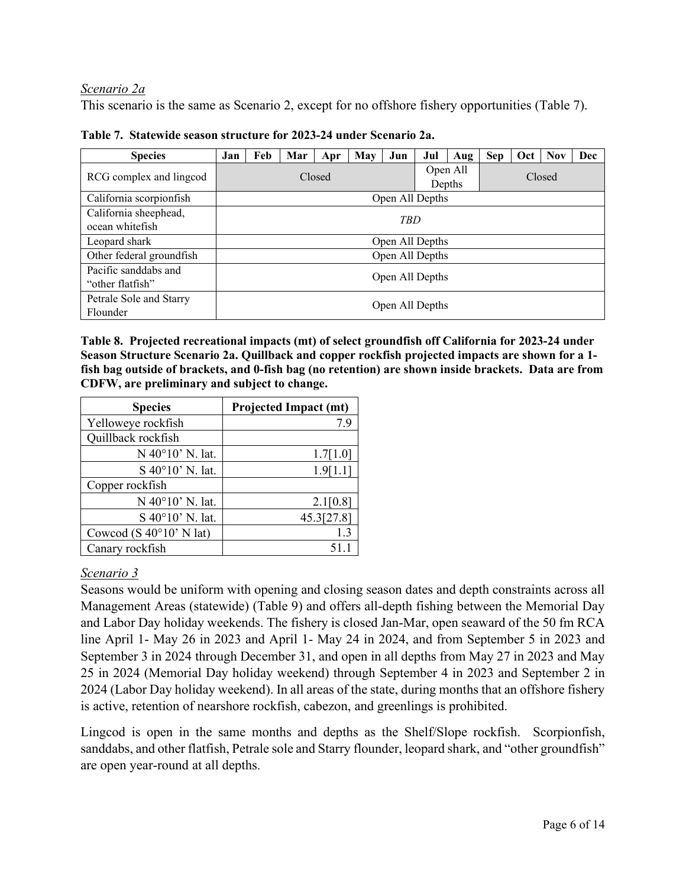*Scenario 2a*

This scenario is the same as Scenario 2, except for no offshore fishery opportunities (Table 7).

**Table 7. Statewide season structure for 2023-24 under Scenario 2a.**

| Species | Jan | Feb | Mar | Apr | May | Jun | Jul | Aug | Sep | Oct | Nov | Dec |
|---|---|---|---|---|---|---|---|---|---|---|---|---|
| RCG complex and lingcod | Closed | | | | | | Open All Depths | | Closed | | | |
| California scorpionfish | Open All Depths | | | | | | | | | | | |
| California sheephead, ocean whitefish | *TBD* | | | | | | | | | | | |
| Leopard shark | Open All Depths | | | | | | | | | | | |
| Other federal groundfish | Open All Depths | | | | | | | | | | | |
| Pacific sanddabs and "other flatfish" | Open All Depths | | | | | | | | | | | |
| Petrale Sole and Starry Flounder | Open All Depths | | | | | | | | | | | |

**Table 8. Projected recreational impacts (mt) of select groundfish off California for 2023-24 under Season Structure Scenario 2a. Quillback and copper rockfish projected impacts are shown for a 1-fish bag outside of brackets, and 0-fish bag (no retention) are shown inside brackets. Data are from CDFW, are preliminary and subject to change.**

| Species | Projected Impact (mt) |
|---|---|
| Yelloweye rockfish | 7.9 |
| Quillback rockfish | |
| N 40°10' N. lat. | 1.7[1.0] |
| S 40°10' N. lat. | 1.9[1.1] |
| Copper rockfish | |
| N 40°10' N. lat. | 2.1[0.8] |
| S 40°10' N. lat. | 45.3[27.8] |
| Cowcod (S 40°10' N lat) | 1.3 |
| Canary rockfish | 51.1 |

*Scenario 3*

Seasons would be uniform with opening and closing season dates and depth constraints across all Management Areas (statewide) (Table 9) and offers all-depth fishing between the Memorial Day and Labor Day holiday weekends. The fishery is closed Jan-Mar, open seaward of the 50 fm RCA line April 1- May 26 in 2023 and April 1- May 24 in 2024, and from September 5 in 2023 and September 3 in 2024 through December 31, and open in all depths from May 27 in 2023 and May 25 in 2024 (Memorial Day holiday weekend) through September 4 in 2023 and September 2 in 2024 (Labor Day holiday weekend). In all areas of the state, during months that an offshore fishery is active, retention of nearshore rockfish, cabezon, and greenlings is prohibited.

Lingcod is open in the same months and depths as the Shelf/Slope rockfish. Scorpionfish, sanddabs, and other flatfish, Petrale sole and Starry flounder, leopard shark, and "other groundfish" are open year-round at all depths.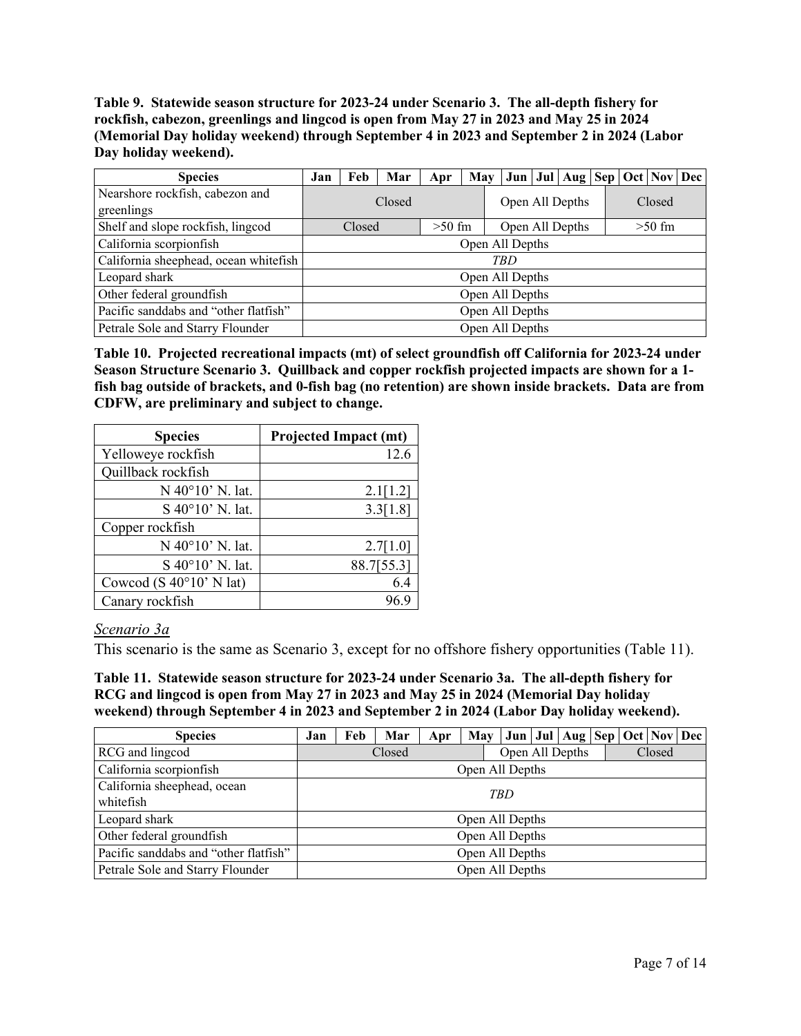**Table 9. Statewide season structure for 2023-24 under Scenario 3. The all-depth fishery for rockfish, cabezon, greenlings and lingcod is open from May 27 in 2023 and May 25 in 2024 (Memorial Day holiday weekend) through September 4 in 2023 and September 2 in 2024 (Labor Day holiday weekend).**

| Species | Jan | Feb | Mar | Apr | May | Jun | Jul | Aug | Sep | Oct | Nov | Dec |
|---|---|---|---|---|---|---|---|---|---|---|---|---|
| Nearshore rockfish, cabezon and greenlings | Closed | | | | | Open All Depths | | | | Closed | | |
| Shelf and slope rockfish, lingcod | Closed | | | >50 fm | | Open All Depths | | | | >50 fm | | |
| California scorpionfish | Open All Depths | | | | | | | | | | | |
| California sheephead, ocean whitefish | *TBD* | | | | | | | | | | | |
| Leopard shark | Open All Depths | | | | | | | | | | | |
| Other federal groundfish | Open All Depths | | | | | | | | | | | |
| Pacific sanddabs and "other flatfish" | Open All Depths | | | | | | | | | | | |
| Petrale Sole and Starry Flounder | Open All Depths | | | | | | | | | | | |

**Table 10. Projected recreational impacts (mt) of select groundfish off California for 2023-24 under Season Structure Scenario 3. Quillback and copper rockfish projected impacts are shown for a 1-fish bag outside of brackets, and 0-fish bag (no retention) are shown inside brackets. Data are from CDFW, are preliminary and subject to change.**

| Species | Projected Impact (mt) |
|---|---:|
| Yelloweye rockfish | 12.6 |
| Quillback rockfish | |
| N 40°10' N. lat. | 2.1[1.2] |
| S 40°10' N. lat. | 3.3[1.8] |
| Copper rockfish | |
| N 40°10' N. lat. | 2.7[1.0] |
| S 40°10' N. lat. | 88.7[55.3] |
| Cowcod (S 40°10' N lat) | 6.4 |
| Canary rockfish | 96.9 |

*Scenario 3a*

This scenario is the same as Scenario 3, except for no offshore fishery opportunities (Table 11).

**Table 11. Statewide season structure for 2023-24 under Scenario 3a. The all-depth fishery for RCG and lingcod is open from May 27 in 2023 and May 25 in 2024 (Memorial Day holiday weekend) through September 4 in 2023 and September 2 in 2024 (Labor Day holiday weekend).**

| Species | Jan | Feb | Mar | Apr | May | Jun | Jul | Aug | Sep | Oct | Nov | Dec |
|---|---|---|---|---|---|---|---|---|---|---|---|---|
| RCG and lingcod | Closed | | | | | Open All Depths | | | | Closed | | |
| California scorpionfish | Open All Depths | | | | | | | | | | | |
| California sheephead, ocean whitefish | *TBD* | | | | | | | | | | | |
| Leopard shark | Open All Depths | | | | | | | | | | | |
| Other federal groundfish | Open All Depths | | | | | | | | | | | |
| Pacific sanddabs and "other flatfish" | Open All Depths | | | | | | | | | | | |
| Petrale Sole and Starry Flounder | Open All Depths | | | | | | | | | | | |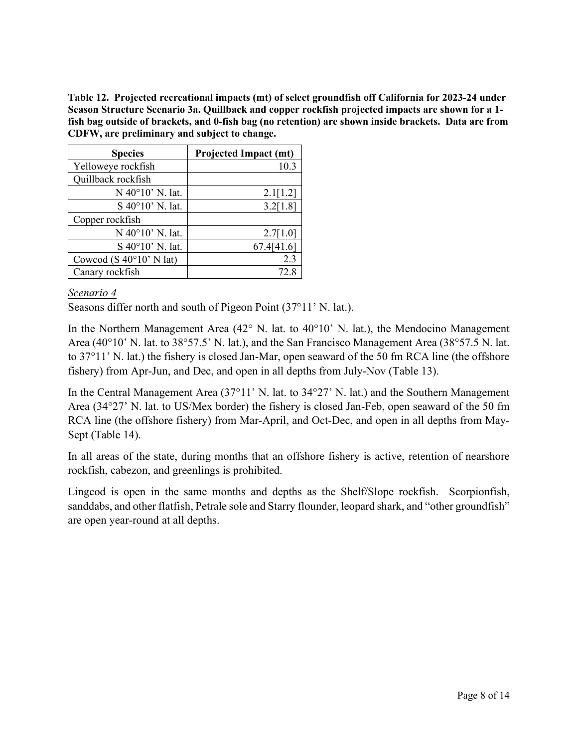**Table 12. Projected recreational impacts (mt) of select groundfish off California for 2023-24 under Season Structure Scenario 3a. Quillback and copper rockfish projected impacts are shown for a 1-fish bag outside of brackets, and 0-fish bag (no retention) are shown inside brackets. Data are from CDFW, are preliminary and subject to change.**

| Species | Projected Impact (mt) |
|---|---:|
| Yelloweye rockfish | 10.3 |
| Quillback rockfish | |
| N 40°10' N. lat. | 2.1[1.2] |
| S 40°10' N. lat. | 3.2[1.8] |
| Copper rockfish | |
| N 40°10' N. lat. | 2.7[1.0] |
| S 40°10' N. lat. | 67.4[41.6] |
| Cowcod (S 40°10' N lat) | 2.3 |
| Canary rockfish | 72.8 |

*Scenario 4*

Seasons differ north and south of Pigeon Point (37°11' N. lat.).

In the Northern Management Area (42° N. lat. to 40°10' N. lat.), the Mendocino Management Area (40°10' N. lat. to 38°57.5' N. lat.), and the San Francisco Management Area (38°57.5 N. lat. to 37°11' N. lat.) the fishery is closed Jan-Mar, open seaward of the 50 fm RCA line (the offshore fishery) from Apr-Jun, and Dec, and open in all depths from July-Nov (Table 13).

In the Central Management Area (37°11' N. lat. to 34°27' N. lat.) and the Southern Management Area (34°27' N. lat. to US/Mex border) the fishery is closed Jan-Feb, open seaward of the 50 fm RCA line (the offshore fishery) from Mar-April, and Oct-Dec, and open in all depths from May-Sept (Table 14).

In all areas of the state, during months that an offshore fishery is active, retention of nearshore rockfish, cabezon, and greenlings is prohibited.

Lingcod is open in the same months and depths as the Shelf/Slope rockfish. Scorpionfish, sanddabs, and other flatfish, Petrale sole and Starry flounder, leopard shark, and "other groundfish" are open year-round at all depths.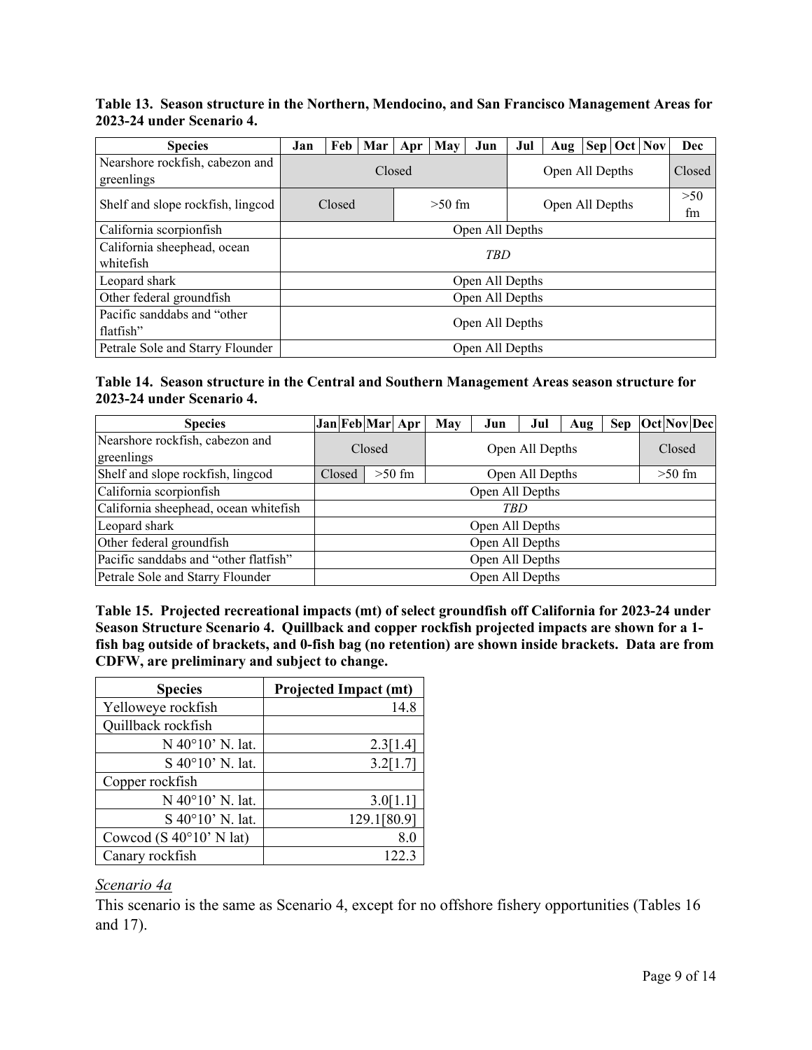**Table 13. Season structure in the Northern, Mendocino, and San Francisco Management Areas for 2023-24 under Scenario 4.**

| Species | Jan | Feb | Mar | Apr | May | Jun | Jul | Aug | Sep | Oct | Nov | Dec |
|---|---|---|---|---|---|---|---|---|---|---|---|---|
| Nearshore rockfish, cabezon and greenlings | Closed | | | | | | Open All Depths | | | | | Closed |
| Shelf and slope rockfish, lingcod | Closed | | | >50 fm | | | Open All Depths | | | | | >50 fm |
| California scorpionfish | Open All Depths | | | | | | | | | | | |
| California sheephead, ocean whitefish | *TBD* | | | | | | | | | | | |
| Leopard shark | Open All Depths | | | | | | | | | | | |
| Other federal groundfish | Open All Depths | | | | | | | | | | | |
| Pacific sanddabs and "other flatfish" | Open All Depths | | | | | | | | | | | |
| Petrale Sole and Starry Flounder | Open All Depths | | | | | | | | | | | |

**Table 14. Season structure in the Central and Southern Management Areas season structure for 2023-24 under Scenario 4.**

| Species | Jan | Feb | Mar | Apr | May | Jun | Jul | Aug | Sep | Oct | Nov | Dec |
|---|---|---|---|---|---|---|---|---|---|---|---|---|
| Nearshore rockfish, cabezon and greenlings | Closed | | | | Open All Depths | | | | | Closed | | |
| Shelf and slope rockfish, lingcod | Closed | | >50 fm | | Open All Depths | | | | | >50 fm | | |
| California scorpionfish | Open All Depths | | | | | | | | | | | |
| California sheephead, ocean whitefish | *TBD* | | | | | | | | | | | |
| Leopard shark | Open All Depths | | | | | | | | | | | |
| Other federal groundfish | Open All Depths | | | | | | | | | | | |
| Pacific sanddabs and "other flatfish" | Open All Depths | | | | | | | | | | | |
| Petrale Sole and Starry Flounder | Open All Depths | | | | | | | | | | | |

**Table 15. Projected recreational impacts (mt) of select groundfish off California for 2023-24 under Season Structure Scenario 4. Quillback and copper rockfish projected impacts are shown for a 1-fish bag outside of brackets, and 0-fish bag (no retention) are shown inside brackets. Data are from CDFW, are preliminary and subject to change.**

| Species | Projected Impact (mt) |
|---|---|
| Yelloweye rockfish | 14.8 |
| Quillback rockfish | |
| N 40°10' N. lat. | 2.3[1.4] |
| S 40°10' N. lat. | 3.2[1.7] |
| Copper rockfish | |
| N 40°10' N. lat. | 3.0[1.1] |
| S 40°10' N. lat. | 129.1[80.9] |
| Cowcod (S 40°10' N lat) | 8.0 |
| Canary rockfish | 122.3 |

*Scenario 4a*

This scenario is the same as Scenario 4, except for no offshore fishery opportunities (Tables 16 and 17).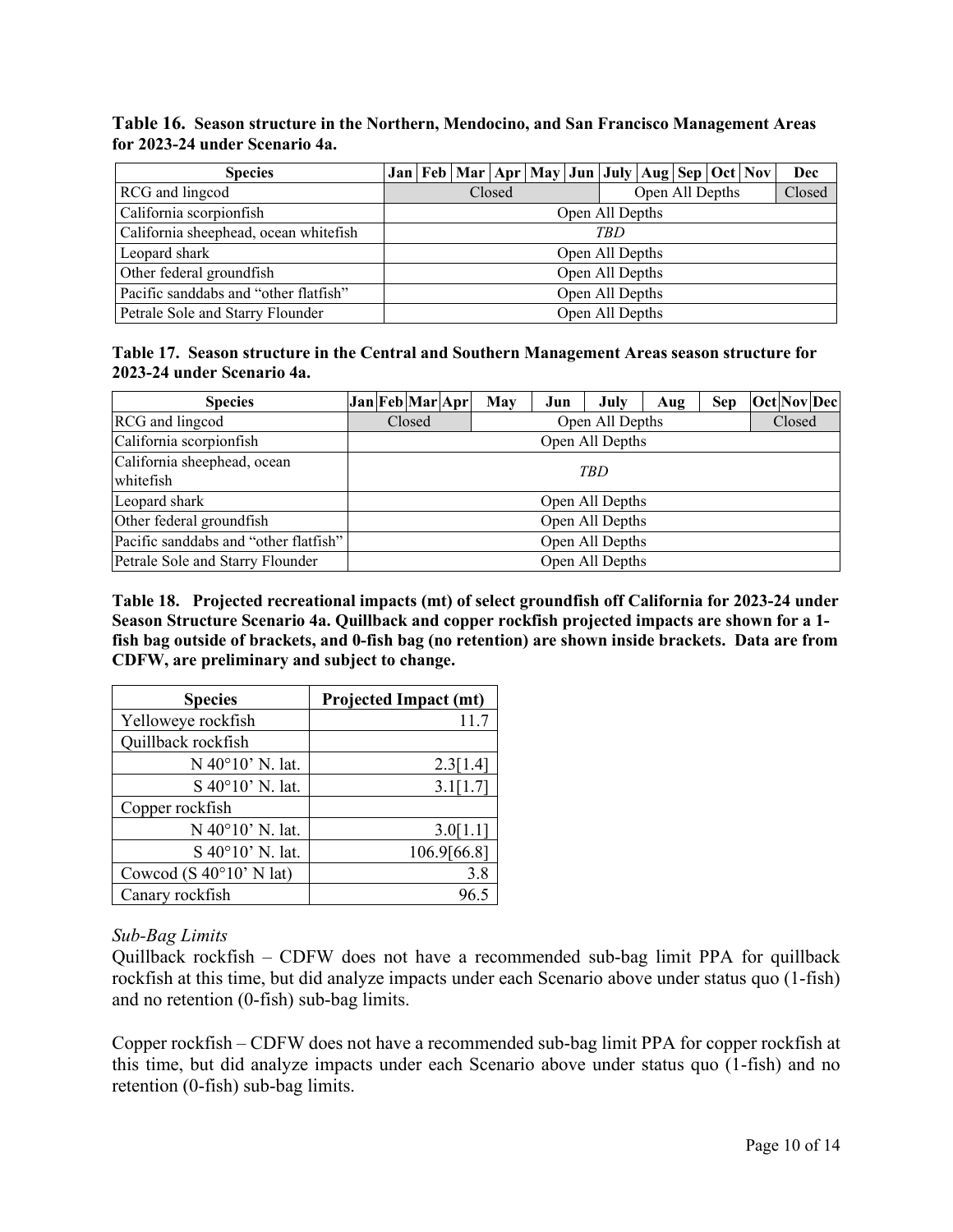**Table 16. Season structure in the Northern, Mendocino, and San Francisco Management Areas for 2023-24 under Scenario 4a.**

| Species | Jan | Feb | Mar | Apr | May | Jun | July | Aug | Sep | Oct | Nov | Dec |
|---|---|---|---|---|---|---|---|---|---|---|---|---|
| RCG and lingcod | Closed | | | | | | Open All Depths | | | | | Closed |
| California scorpionfish | Open All Depths | | | | | | | | | | | |
| California sheephead, ocean whitefish | *TBD* | | | | | | | | | | | |
| Leopard shark | Open All Depths | | | | | | | | | | | |
| Other federal groundfish | Open All Depths | | | | | | | | | | | |
| Pacific sanddabs and "other flatfish" | Open All Depths | | | | | | | | | | | |
| Petrale Sole and Starry Flounder | Open All Depths | | | | | | | | | | | |

**Table 17. Season structure in the Central and Southern Management Areas season structure for 2023-24 under Scenario 4a.**

| Species | Jan | Feb | Mar | Apr | May | Jun | July | Aug | Sep | Oct | Nov | Dec |
|---|---|---|---|---|---|---|---|---|---|---|---|---|
| RCG and lingcod | Closed | | | | Open All Depths | | | | | Closed | | |
| California scorpionfish | Open All Depths | | | | | | | | | | | |
| California sheephead, ocean whitefish | *TBD* | | | | | | | | | | | |
| Leopard shark | Open All Depths | | | | | | | | | | | |
| Other federal groundfish | Open All Depths | | | | | | | | | | | |
| Pacific sanddabs and "other flatfish" | Open All Depths | | | | | | | | | | | |
| Petrale Sole and Starry Flounder | Open All Depths | | | | | | | | | | | |

**Table 18. Projected recreational impacts (mt) of select groundfish off California for 2023-24 under Season Structure Scenario 4a. Quillback and copper rockfish projected impacts are shown for a 1-fish bag outside of brackets, and 0-fish bag (no retention) are shown inside brackets. Data are from CDFW, are preliminary and subject to change.**

| Species | Projected Impact (mt) |
|---|---|
| Yelloweye rockfish | 11.7 |
| Quillback rockfish | |
| N 40°10' N. lat. | 2.3[1.4] |
| S 40°10' N. lat. | 3.1[1.7] |
| Copper rockfish | |
| N 40°10' N. lat. | 3.0[1.1] |
| S 40°10' N. lat. | 106.9[66.8] |
| Cowcod (S 40°10' N lat) | 3.8 |
| Canary rockfish | 96.5 |

*Sub-Bag Limits*

Quillback rockfish – CDFW does not have a recommended sub-bag limit PPA for quillback rockfish at this time, but did analyze impacts under each Scenario above under status quo (1-fish) and no retention (0-fish) sub-bag limits.

Copper rockfish – CDFW does not have a recommended sub-bag limit PPA for copper rockfish at this time, but did analyze impacts under each Scenario above under status quo (1-fish) and no retention (0-fish) sub-bag limits.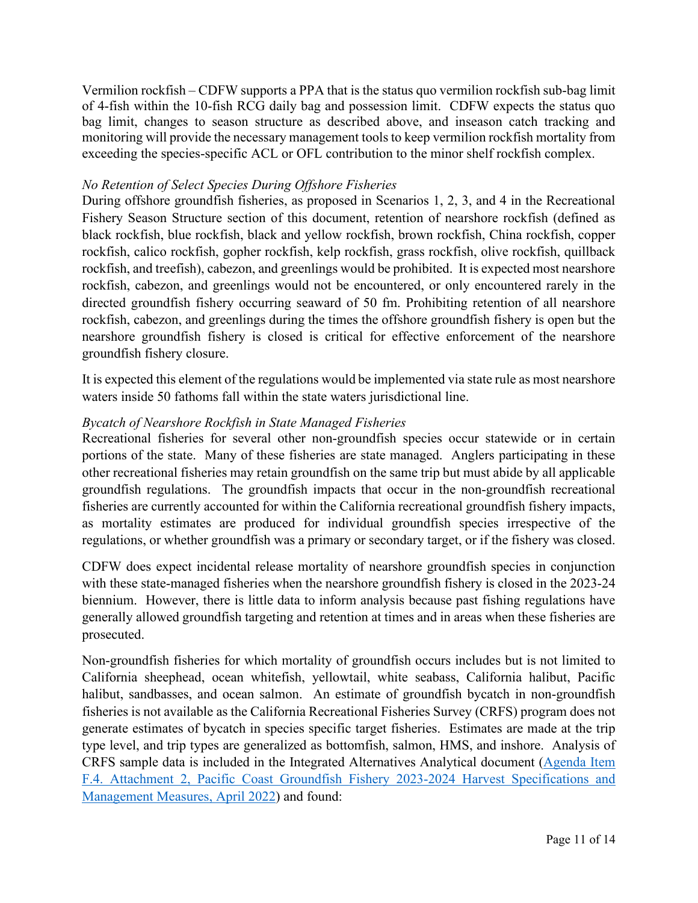Vermilion rockfish – CDFW supports a PPA that is the status quo vermilion rockfish sub-bag limit of 4-fish within the 10-fish RCG daily bag and possession limit. CDFW expects the status quo bag limit, changes to season structure as described above, and inseason catch tracking and monitoring will provide the necessary management tools to keep vermilion rockfish mortality from exceeding the species-specific ACL or OFL contribution to the minor shelf rockfish complex.

*No Retention of Select Species During Offshore Fisheries*

During offshore groundfish fisheries, as proposed in Scenarios 1, 2, 3, and 4 in the Recreational Fishery Season Structure section of this document, retention of nearshore rockfish (defined as black rockfish, blue rockfish, black and yellow rockfish, brown rockfish, China rockfish, copper rockfish, calico rockfish, gopher rockfish, kelp rockfish, grass rockfish, olive rockfish, quillback rockfish, and treefish), cabezon, and greenlings would be prohibited. It is expected most nearshore rockfish, cabezon, and greenlings would not be encountered, or only encountered rarely in the directed groundfish fishery occurring seaward of 50 fm. Prohibiting retention of all nearshore rockfish, cabezon, and greenlings during the times the offshore groundfish fishery is open but the nearshore groundfish fishery is closed is critical for effective enforcement of the nearshore groundfish fishery closure.

It is expected this element of the regulations would be implemented via state rule as most nearshore waters inside 50 fathoms fall within the state waters jurisdictional line.

*Bycatch of Nearshore Rockfish in State Managed Fisheries*

Recreational fisheries for several other non-groundfish species occur statewide or in certain portions of the state. Many of these fisheries are state managed. Anglers participating in these other recreational fisheries may retain groundfish on the same trip but must abide by all applicable groundfish regulations. The groundfish impacts that occur in the non-groundfish recreational fisheries are currently accounted for within the California recreational groundfish fishery impacts, as mortality estimates are produced for individual groundfish species irrespective of the regulations, or whether groundfish was a primary or secondary target, or if the fishery was closed.

CDFW does expect incidental release mortality of nearshore groundfish species in conjunction with these state-managed fisheries when the nearshore groundfish fishery is closed in the 2023-24 biennium. However, there is little data to inform analysis because past fishing regulations have generally allowed groundfish targeting and retention at times and in areas when these fisheries are prosecuted.

Non-groundfish fisheries for which mortality of groundfish occurs includes but is not limited to California sheephead, ocean whitefish, yellowtail, white seabass, California halibut, Pacific halibut, sandbasses, and ocean salmon. An estimate of groundfish bycatch in non-groundfish fisheries is not available as the California Recreational Fisheries Survey (CRFS) program does not generate estimates of bycatch in species specific target fisheries. Estimates are made at the trip type level, and trip types are generalized as bottomfish, salmon, HMS, and inshore. Analysis of CRFS sample data is included in the Integrated Alternatives Analytical document (Agenda Item F.4. Attachment 2, Pacific Coast Groundfish Fishery 2023-2024 Harvest Specifications and Management Measures, April 2022) and found: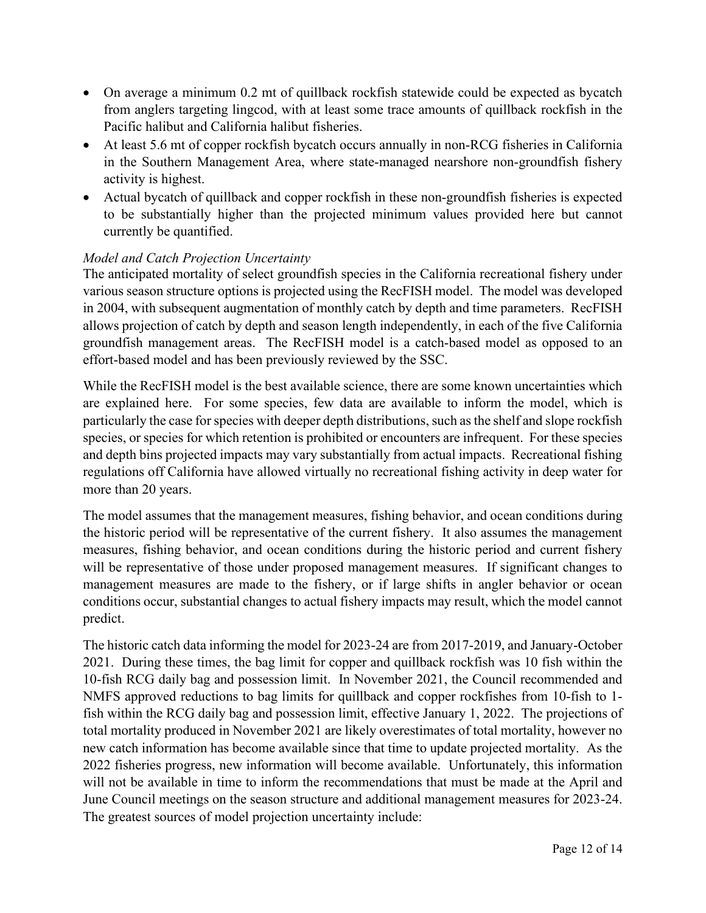- On average a minimum 0.2 mt of quillback rockfish statewide could be expected as bycatch from anglers targeting lingcod, with at least some trace amounts of quillback rockfish in the Pacific halibut and California halibut fisheries.
- At least 5.6 mt of copper rockfish bycatch occurs annually in non-RCG fisheries in California in the Southern Management Area, where state-managed nearshore non-groundfish fishery activity is highest.
- Actual bycatch of quillback and copper rockfish in these non-groundfish fisheries is expected to be substantially higher than the projected minimum values provided here but cannot currently be quantified.

*Model and Catch Projection Uncertainty*

The anticipated mortality of select groundfish species in the California recreational fishery under various season structure options is projected using the RecFISH model. The model was developed in 2004, with subsequent augmentation of monthly catch by depth and time parameters. RecFISH allows projection of catch by depth and season length independently, in each of the five California groundfish management areas. The RecFISH model is a catch-based model as opposed to an effort-based model and has been previously reviewed by the SSC.

While the RecFISH model is the best available science, there are some known uncertainties which are explained here. For some species, few data are available to inform the model, which is particularly the case for species with deeper depth distributions, such as the shelf and slope rockfish species, or species for which retention is prohibited or encounters are infrequent. For these species and depth bins projected impacts may vary substantially from actual impacts. Recreational fishing regulations off California have allowed virtually no recreational fishing activity in deep water for more than 20 years.

The model assumes that the management measures, fishing behavior, and ocean conditions during the historic period will be representative of the current fishery. It also assumes the management measures, fishing behavior, and ocean conditions during the historic period and current fishery will be representative of those under proposed management measures. If significant changes to management measures are made to the fishery, or if large shifts in angler behavior or ocean conditions occur, substantial changes to actual fishery impacts may result, which the model cannot predict.

The historic catch data informing the model for 2023-24 are from 2017-2019, and January-October 2021. During these times, the bag limit for copper and quillback rockfish was 10 fish within the 10-fish RCG daily bag and possession limit. In November 2021, the Council recommended and NMFS approved reductions to bag limits for quillback and copper rockfishes from 10-fish to 1-fish within the RCG daily bag and possession limit, effective January 1, 2022. The projections of total mortality produced in November 2021 are likely overestimates of total mortality, however no new catch information has become available since that time to update projected mortality. As the 2022 fisheries progress, new information will become available. Unfortunately, this information will not be available in time to inform the recommendations that must be made at the April and June Council meetings on the season structure and additional management measures for 2023-24. The greatest sources of model projection uncertainty include: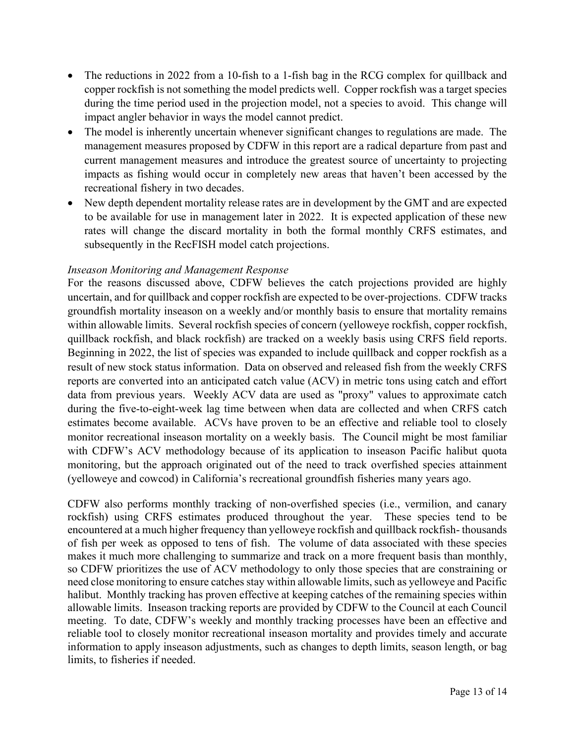- The reductions in 2022 from a 10-fish to a 1-fish bag in the RCG complex for quillback and copper rockfish is not something the model predicts well. Copper rockfish was a target species during the time period used in the projection model, not a species to avoid. This change will impact angler behavior in ways the model cannot predict.
- The model is inherently uncertain whenever significant changes to regulations are made. The management measures proposed by CDFW in this report are a radical departure from past and current management measures and introduce the greatest source of uncertainty to projecting impacts as fishing would occur in completely new areas that haven't been accessed by the recreational fishery in two decades.
- New depth dependent mortality release rates are in development by the GMT and are expected to be available for use in management later in 2022. It is expected application of these new rates will change the discard mortality in both the formal monthly CRFS estimates, and subsequently in the RecFISH model catch projections.

*Inseason Monitoring and Management Response*

For the reasons discussed above, CDFW believes the catch projections provided are highly uncertain, and for quillback and copper rockfish are expected to be over-projections. CDFW tracks groundfish mortality inseason on a weekly and/or monthly basis to ensure that mortality remains within allowable limits. Several rockfish species of concern (yelloweye rockfish, copper rockfish, quillback rockfish, and black rockfish) are tracked on a weekly basis using CRFS field reports. Beginning in 2022, the list of species was expanded to include quillback and copper rockfish as a result of new stock status information. Data on observed and released fish from the weekly CRFS reports are converted into an anticipated catch value (ACV) in metric tons using catch and effort data from previous years. Weekly ACV data are used as "proxy" values to approximate catch during the five-to-eight-week lag time between when data are collected and when CRFS catch estimates become available. ACVs have proven to be an effective and reliable tool to closely monitor recreational inseason mortality on a weekly basis. The Council might be most familiar with CDFW's ACV methodology because of its application to inseason Pacific halibut quota monitoring, but the approach originated out of the need to track overfished species attainment (yelloweye and cowcod) in California's recreational groundfish fisheries many years ago.

CDFW also performs monthly tracking of non-overfished species (i.e., vermilion, and canary rockfish) using CRFS estimates produced throughout the year. These species tend to be encountered at a much higher frequency than yelloweye rockfish and quillback rockfish- thousands of fish per week as opposed to tens of fish. The volume of data associated with these species makes it much more challenging to summarize and track on a more frequent basis than monthly, so CDFW prioritizes the use of ACV methodology to only those species that are constraining or need close monitoring to ensure catches stay within allowable limits, such as yelloweye and Pacific halibut. Monthly tracking has proven effective at keeping catches of the remaining species within allowable limits. Inseason tracking reports are provided by CDFW to the Council at each Council meeting. To date, CDFW's weekly and monthly tracking processes have been an effective and reliable tool to closely monitor recreational inseason mortality and provides timely and accurate information to apply inseason adjustments, such as changes to depth limits, season length, or bag limits, to fisheries if needed.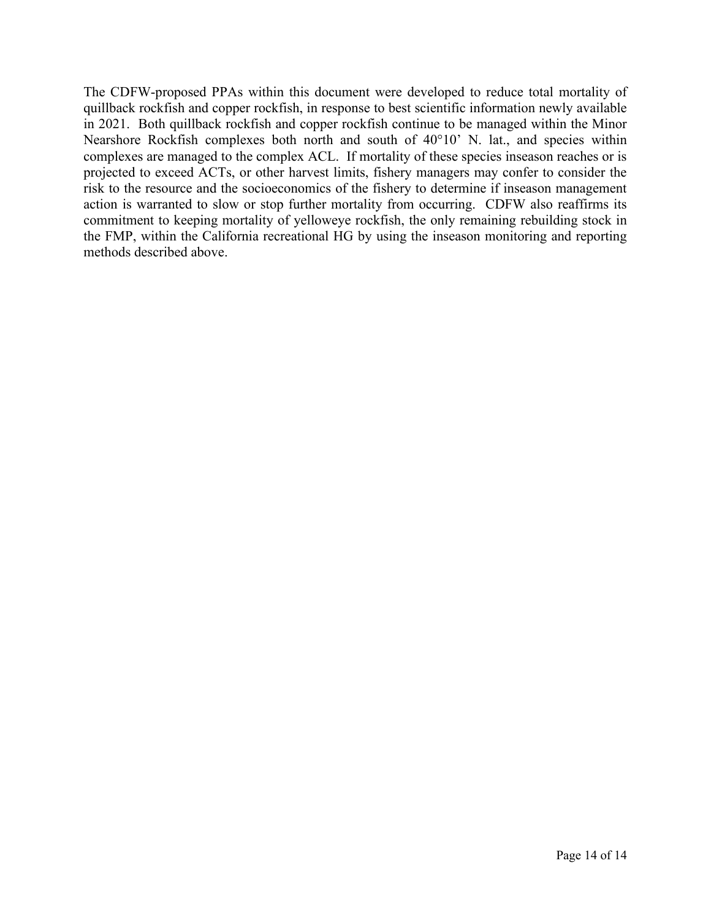The CDFW-proposed PPAs within this document were developed to reduce total mortality of quillback rockfish and copper rockfish, in response to best scientific information newly available in 2021. Both quillback rockfish and copper rockfish continue to be managed within the Minor Nearshore Rockfish complexes both north and south of 40°10' N. lat., and species within complexes are managed to the complex ACL. If mortality of these species inseason reaches or is projected to exceed ACTs, or other harvest limits, fishery managers may confer to consider the risk to the resource and the socioeconomics of the fishery to determine if inseason management action is warranted to slow or stop further mortality from occurring. CDFW also reaffirms its commitment to keeping mortality of yelloweye rockfish, the only remaining rebuilding stock in the FMP, within the California recreational HG by using the inseason monitoring and reporting methods described above.